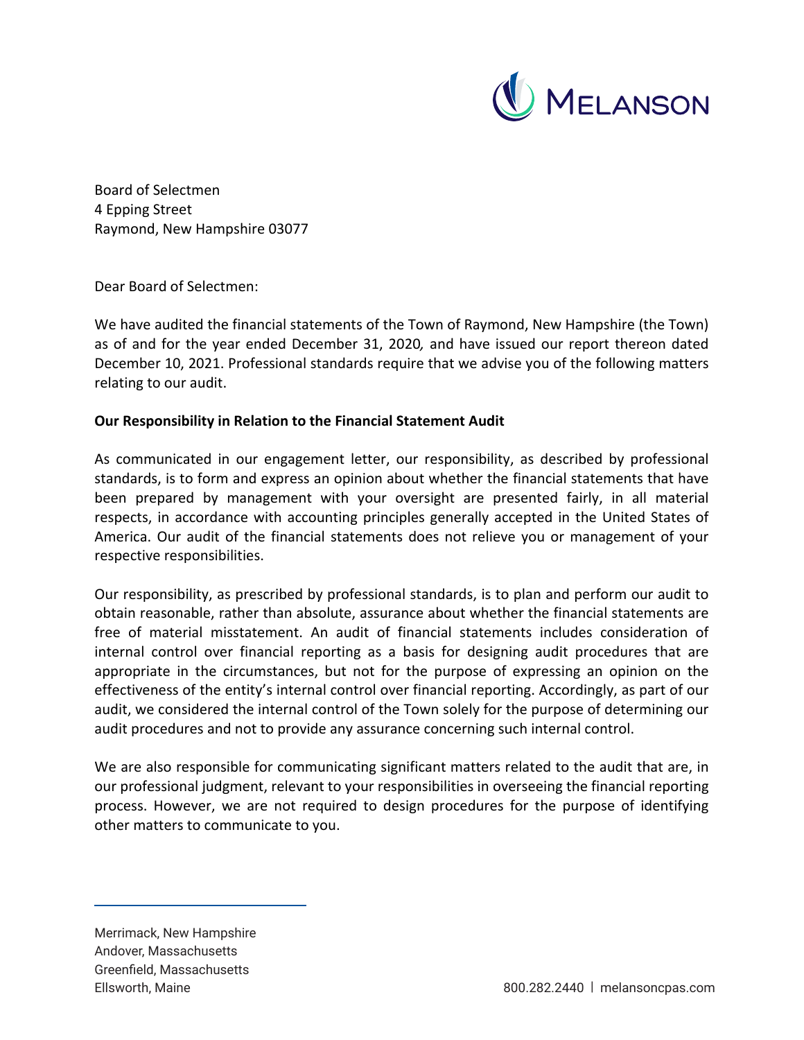MELANSON

Board of Selectmen
4 Epping Street
Raymond, New Hampshire 03077

Dear Board of Selectmen:

We have audited the financial statements of the Town of Raymond, New Hampshire (the Town) as of and for the year ended December 31, 2020*,* and have issued our report thereon dated December 10, 2021. Professional standards require that we advise you of the following matters relating to our audit.

**Our Responsibility in Relation to the Financial Statement Audit**

As communicated in our engagement letter, our responsibility, as described by professional standards, is to form and express an opinion about whether the financial statements that have been prepared by management with your oversight are presented fairly, in all material respects, in accordance with accounting principles generally accepted in the United States of America. Our audit of the financial statements does not relieve you or management of your respective responsibilities.

Our responsibility, as prescribed by professional standards, is to plan and perform our audit to obtain reasonable, rather than absolute, assurance about whether the financial statements are free of material misstatement. An audit of financial statements includes consideration of internal control over financial reporting as a basis for designing audit procedures that are appropriate in the circumstances, but not for the purpose of expressing an opinion on the effectiveness of the entity's internal control over financial reporting. Accordingly, as part of our audit, we considered the internal control of the Town solely for the purpose of determining our audit procedures and not to provide any assurance concerning such internal control.

We are also responsible for communicating significant matters related to the audit that are, in our professional judgment, relevant to your responsibilities in overseeing the financial reporting process. However, we are not required to design procedures for the purpose of identifying other matters to communicate to you.

Merrimack, New Hampshire
Andover, Massachusetts
Greenfield, Massachusetts
Ellsworth, Maine

800.282.2440 | melansoncpas.com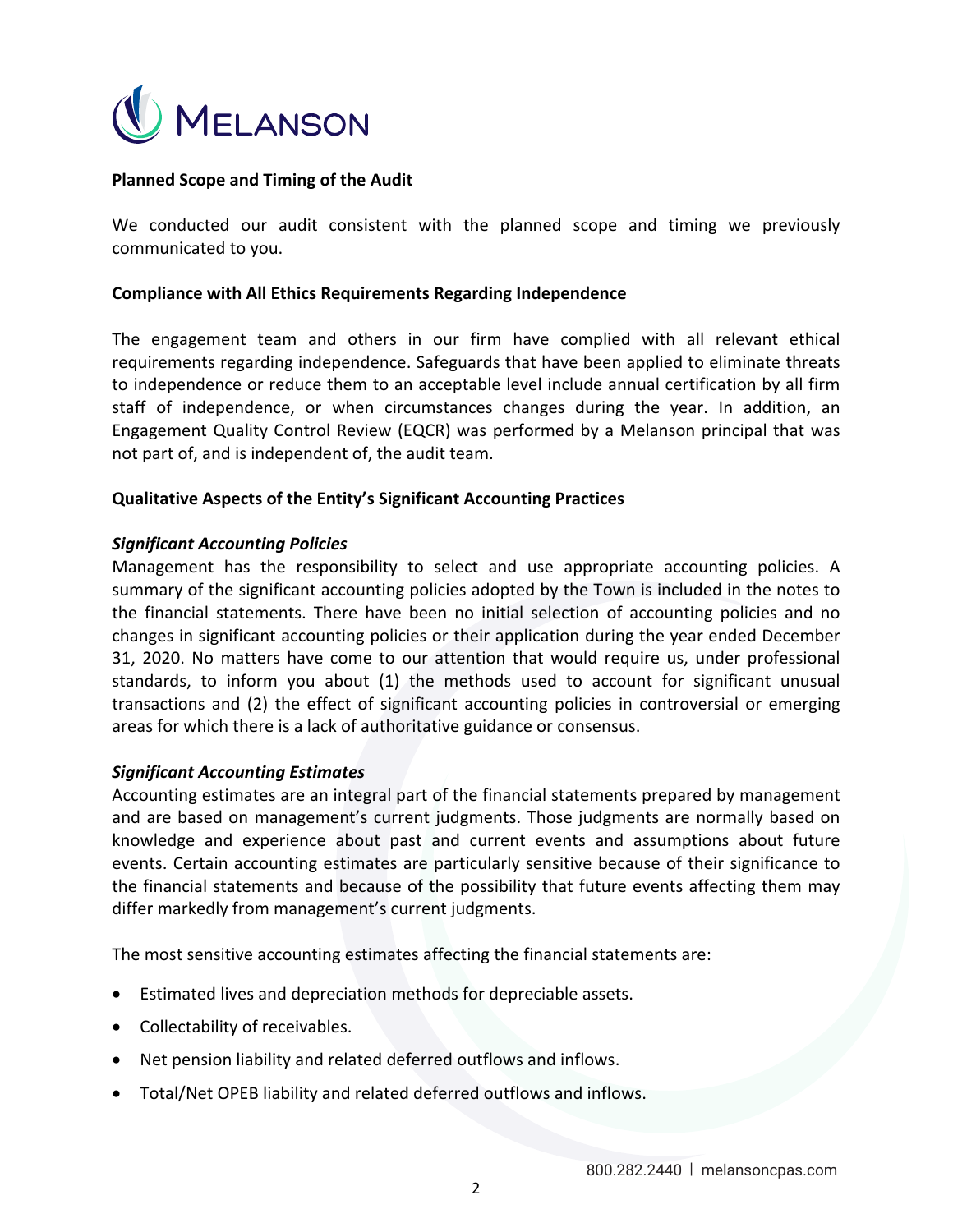**Planned Scope and Timing of the Audit**

We conducted our audit consistent with the planned scope and timing we previously communicated to you.

**Compliance with All Ethics Requirements Regarding Independence**

The engagement team and others in our firm have complied with all relevant ethical requirements regarding independence. Safeguards that have been applied to eliminate threats to independence or reduce them to an acceptable level include annual certification by all firm staff of independence, or when circumstances changes during the year. In addition, an Engagement Quality Control Review (EQCR) was performed by a Melanson principal that was not part of, and is independent of, the audit team.

**Qualitative Aspects of the Entity's Significant Accounting Practices**

***Significant Accounting Policies***

Management has the responsibility to select and use appropriate accounting policies. A summary of the significant accounting policies adopted by the Town is included in the notes to the financial statements. There have been no initial selection of accounting policies and no changes in significant accounting policies or their application during the year ended December 31, 2020. No matters have come to our attention that would require us, under professional standards, to inform you about (1) the methods used to account for significant unusual transactions and (2) the effect of significant accounting policies in controversial or emerging areas for which there is a lack of authoritative guidance or consensus.

***Significant Accounting Estimates***

Accounting estimates are an integral part of the financial statements prepared by management and are based on management's current judgments. Those judgments are normally based on knowledge and experience about past and current events and assumptions about future events. Certain accounting estimates are particularly sensitive because of their significance to the financial statements and because of the possibility that future events affecting them may differ markedly from management's current judgments.

The most sensitive accounting estimates affecting the financial statements are:

- Estimated lives and depreciation methods for depreciable assets.
- Collectability of receivables.
- Net pension liability and related deferred outflows and inflows.
- Total/Net OPEB liability and related deferred outflows and inflows.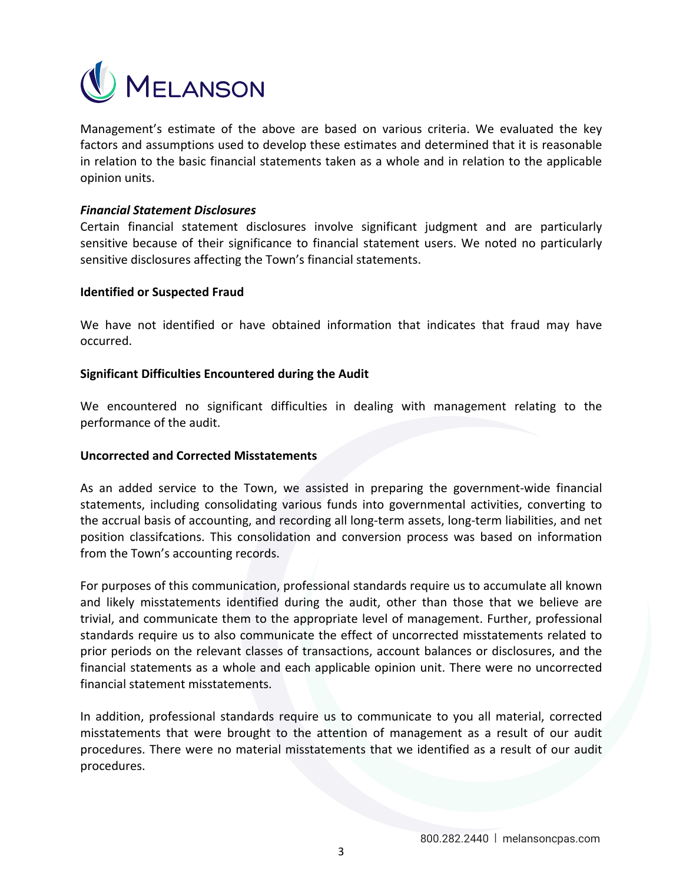Management's estimate of the above are based on various criteria. We evaluated the key factors and assumptions used to develop these estimates and determined that it is reasonable in relation to the basic financial statements taken as a whole and in relation to the applicable opinion units.

***Financial Statement Disclosures***

Certain financial statement disclosures involve significant judgment and are particularly sensitive because of their significance to financial statement users. We noted no particularly sensitive disclosures affecting the Town's financial statements.

**Identified or Suspected Fraud**

We have not identified or have obtained information that indicates that fraud may have occurred.

**Significant Difficulties Encountered during the Audit**

We encountered no significant difficulties in dealing with management relating to the performance of the audit.

**Uncorrected and Corrected Misstatements**

As an added service to the Town, we assisted in preparing the government-wide financial statements, including consolidating various funds into governmental activities, converting to the accrual basis of accounting, and recording all long-term assets, long-term liabilities, and net position classifcations. This consolidation and conversion process was based on information from the Town's accounting records.

For purposes of this communication, professional standards require us to accumulate all known and likely misstatements identified during the audit, other than those that we believe are trivial, and communicate them to the appropriate level of management. Further, professional standards require us to also communicate the effect of uncorrected misstatements related to prior periods on the relevant classes of transactions, account balances or disclosures, and the financial statements as a whole and each applicable opinion unit. There were no uncorrected financial statement misstatements.

In addition, professional standards require us to communicate to you all material, corrected misstatements that were brought to the attention of management as a result of our audit procedures. There were no material misstatements that we identified as a result of our audit procedures.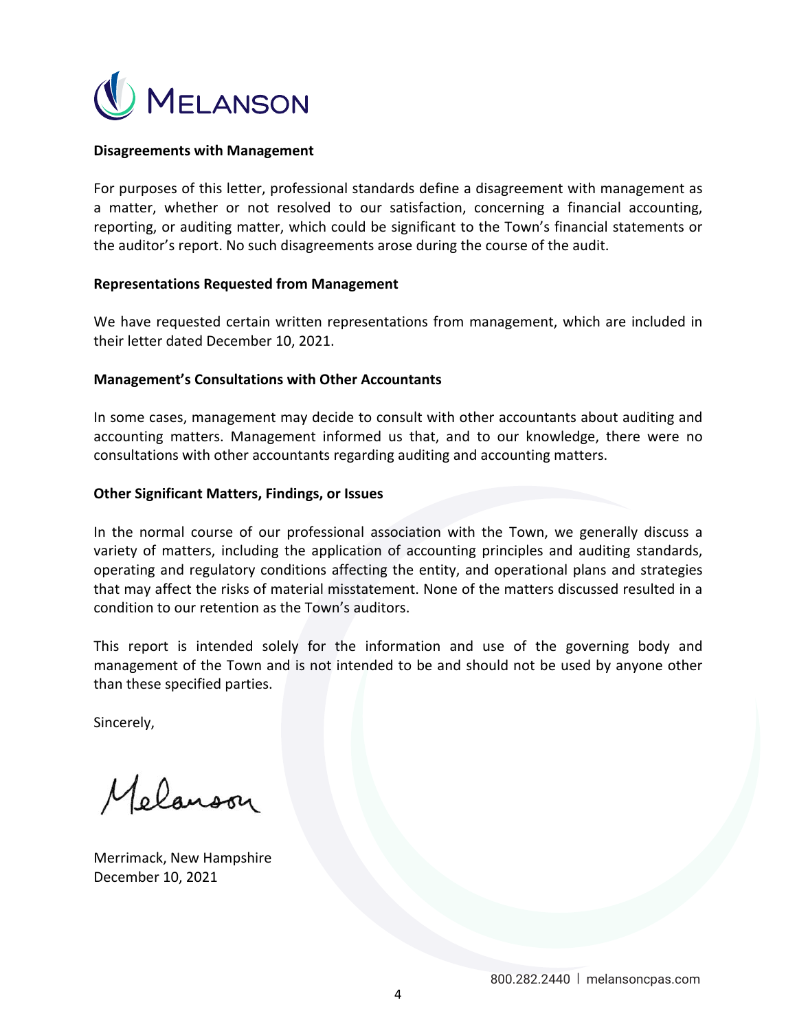**Disagreements with Management**

For purposes of this letter, professional standards define a disagreement with management as a matter, whether or not resolved to our satisfaction, concerning a financial accounting, reporting, or auditing matter, which could be significant to the Town's financial statements or the auditor's report. No such disagreements arose during the course of the audit.

**Representations Requested from Management**

We have requested certain written representations from management, which are included in their letter dated December 10, 2021.

**Management's Consultations with Other Accountants**

In some cases, management may decide to consult with other accountants about auditing and accounting matters. Management informed us that, and to our knowledge, there were no consultations with other accountants regarding auditing and accounting matters.

**Other Significant Matters, Findings, or Issues**

In the normal course of our professional association with the Town, we generally discuss a variety of matters, including the application of accounting principles and auditing standards, operating and regulatory conditions affecting the entity, and operational plans and strategies that may affect the risks of material misstatement. None of the matters discussed resulted in a condition to our retention as the Town's auditors.

This report is intended solely for the information and use of the governing body and management of the Town and is not intended to be and should not be used by anyone other than these specified parties.

Sincerely,

Melanson

Merrimack, New Hampshire
December 10, 2021